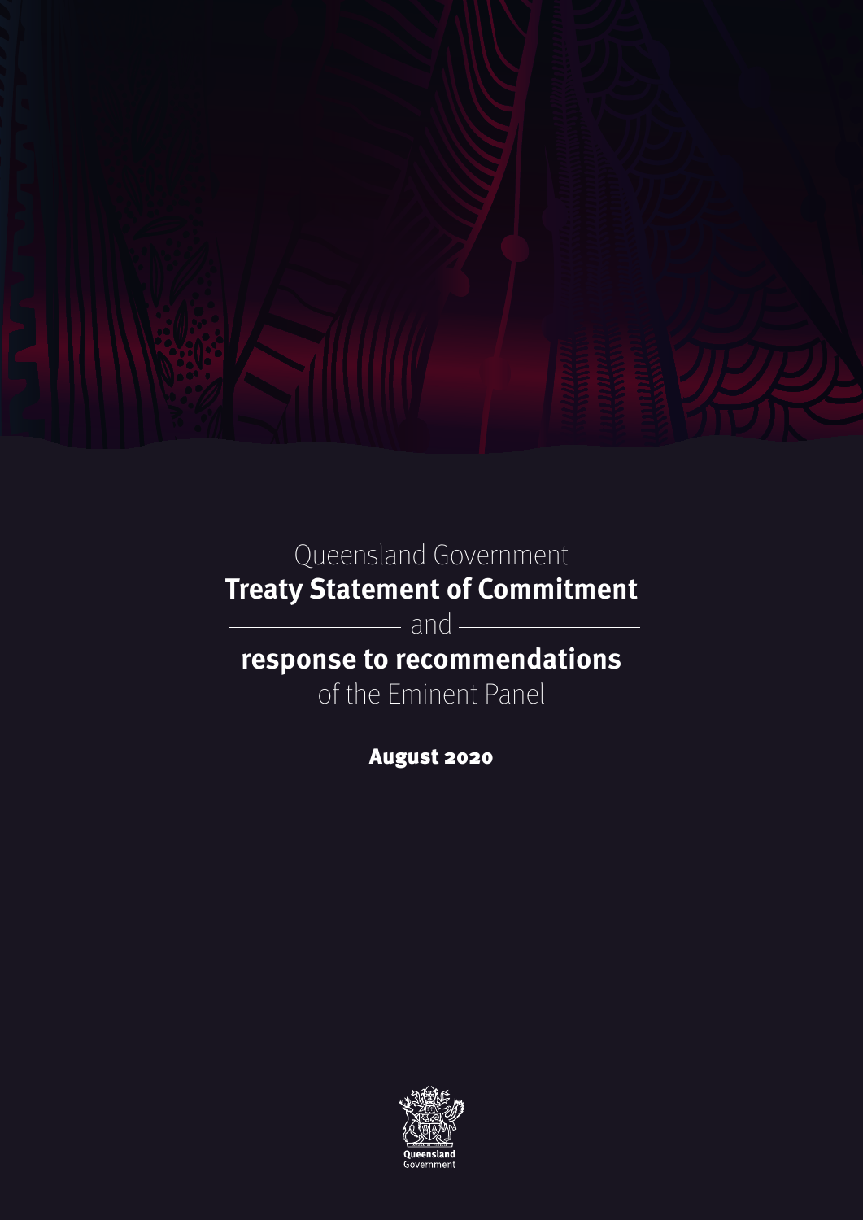Queensland Government

# Treaty Statement of Commitment

and

# response to recommendations

of the Eminent Panel

**August 2020**

Queensland Government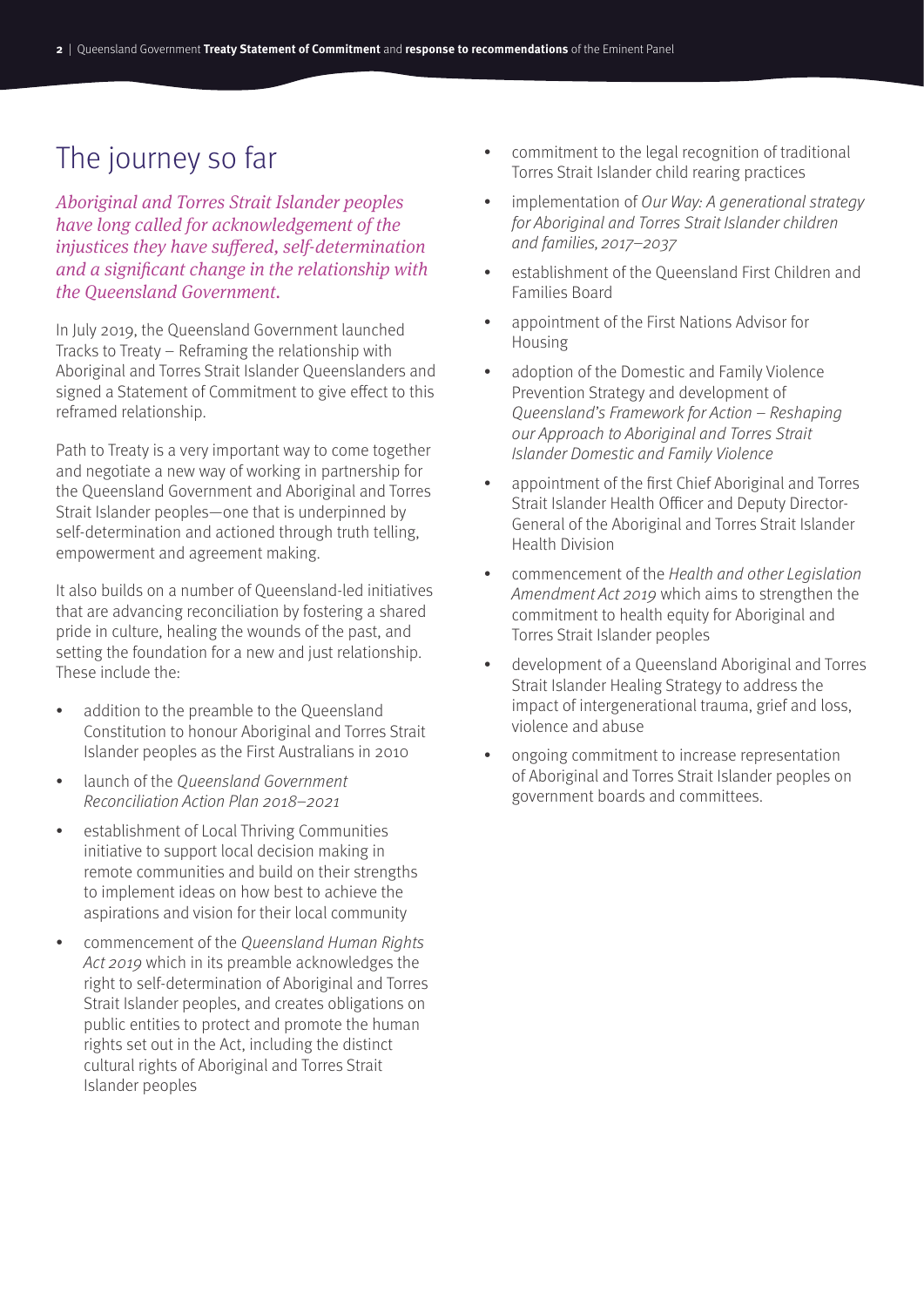# The journey so far

*Aboriginal and Torres Strait Islander peoples have long called for acknowledgement of the injustices they have suffered, self-determination and a significant change in the relationship with the Queensland Government.*

In July 2019, the Queensland Government launched Tracks to Treaty – Reframing the relationship with Aboriginal and Torres Strait Islander Queenslanders and signed a Statement of Commitment to give effect to this reframed relationship.

Path to Treaty is a very important way to come together and negotiate a new way of working in partnership for the Queensland Government and Aboriginal and Torres Strait Islander peoples—one that is underpinned by self-determination and actioned through truth telling, empowerment and agreement making.

It also builds on a number of Queensland-led initiatives that are advancing reconciliation by fostering a shared pride in culture, healing the wounds of the past, and setting the foundation for a new and just relationship. These include the:

- addition to the preamble to the Queensland Constitution to honour Aboriginal and Torres Strait Islander peoples as the First Australians in 2010
- launch of the *Queensland Government Reconciliation Action Plan 2018–2021*
- establishment of Local Thriving Communities initiative to support local decision making in remote communities and build on their strengths to implement ideas on how best to achieve the aspirations and vision for their local community
- commencement of the *Queensland Human Rights Act 2019* which in its preamble acknowledges the right to self-determination of Aboriginal and Torres Strait Islander peoples, and creates obligations on public entities to protect and promote the human rights set out in the Act, including the distinct cultural rights of Aboriginal and Torres Strait Islander peoples
- commitment to the legal recognition of traditional Torres Strait Islander child rearing practices
- implementation of *Our Way: A generational strategy for Aboriginal and Torres Strait Islander children and families, 2017–2037*
- establishment of the Queensland First Children and Families Board
- appointment of the First Nations Advisor for Housing
- adoption of the Domestic and Family Violence Prevention Strategy and development of *Queensland's Framework for Action – Reshaping our Approach to Aboriginal and Torres Strait Islander Domestic and Family Violence*
- appointment of the first Chief Aboriginal and Torres Strait Islander Health Officer and Deputy Director-General of the Aboriginal and Torres Strait Islander Health Division
- commencement of the *Health and other Legislation Amendment Act 2019* which aims to strengthen the commitment to health equity for Aboriginal and Torres Strait Islander peoples
- development of a Queensland Aboriginal and Torres Strait Islander Healing Strategy to address the impact of intergenerational trauma, grief and loss, violence and abuse
- ongoing commitment to increase representation of Aboriginal and Torres Strait Islander peoples on government boards and committees.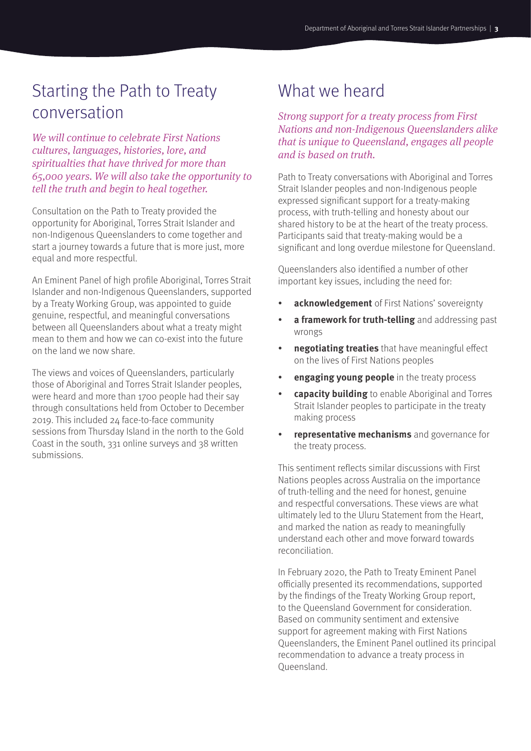## Starting the Path to Treaty conversation

*We will continue to celebrate First Nations cultures, languages, histories, lore, and spiritualties that have thrived for more than 65,000 years. We will also take the opportunity to tell the truth and begin to heal together.*

Consultation on the Path to Treaty provided the opportunity for Aboriginal, Torres Strait Islander and non-Indigenous Queenslanders to come together and start a journey towards a future that is more just, more equal and more respectful.

An Eminent Panel of high profile Aboriginal, Torres Strait Islander and non-Indigenous Queenslanders, supported by a Treaty Working Group, was appointed to guide genuine, respectful, and meaningful conversations between all Queenslanders about what a treaty might mean to them and how we can co-exist into the future on the land we now share.

The views and voices of Queenslanders, particularly those of Aboriginal and Torres Strait Islander peoples, were heard and more than 1700 people had their say through consultations held from October to December 2019. This included 24 face-to-face community sessions from Thursday Island in the north to the Gold Coast in the south, 331 online surveys and 38 written submissions.

## What we heard

*Strong support for a treaty process from First Nations and non-Indigenous Queenslanders alike that is unique to Queensland, engages all people and is based on truth.*

Path to Treaty conversations with Aboriginal and Torres Strait Islander peoples and non-Indigenous people expressed significant support for a treaty-making process, with truth-telling and honesty about our shared history to be at the heart of the treaty process. Participants said that treaty-making would be a significant and long overdue milestone for Queensland.

Queenslanders also identified a number of other important key issues, including the need for:

- **acknowledgement** of First Nations' sovereignty
- **a framework for truth-telling** and addressing past wrongs
- **negotiating treaties** that have meaningful effect on the lives of First Nations peoples
- **engaging young people** in the treaty process
- **capacity building** to enable Aboriginal and Torres Strait Islander peoples to participate in the treaty making process
- **representative mechanisms** and governance for the treaty process.

This sentiment reflects similar discussions with First Nations peoples across Australia on the importance of truth-telling and the need for honest, genuine and respectful conversations. These views are what ultimately led to the Uluru Statement from the Heart, and marked the nation as ready to meaningfully understand each other and move forward towards reconciliation.

In February 2020, the Path to Treaty Eminent Panel officially presented its recommendations, supported by the findings of the Treaty Working Group report, to the Queensland Government for consideration. Based on community sentiment and extensive support for agreement making with First Nations Queenslanders, the Eminent Panel outlined its principal recommendation to advance a treaty process in Queensland.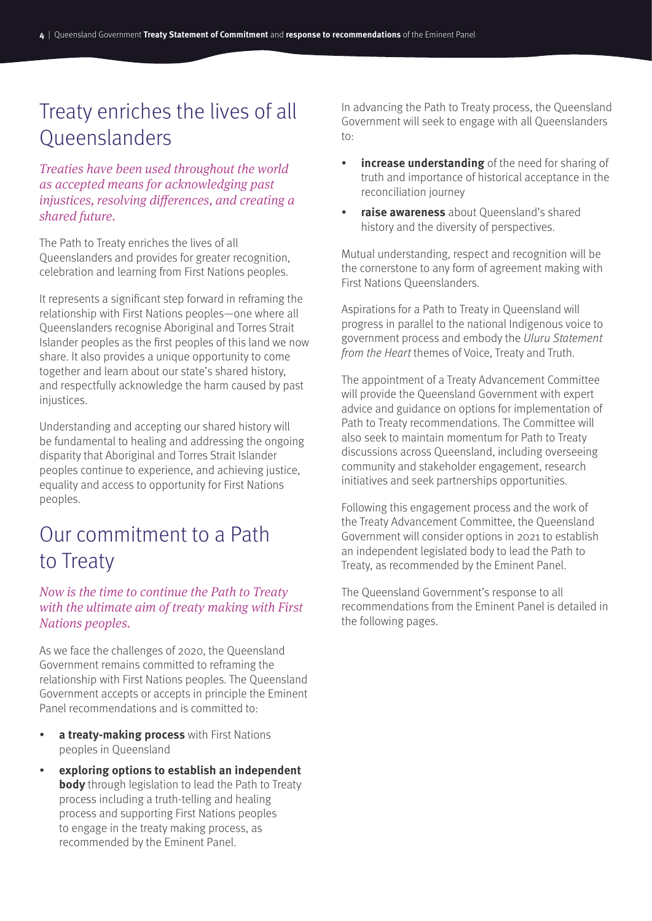## Treaty enriches the lives of all Queenslanders

*Treaties have been used throughout the world as accepted means for acknowledging past injustices, resolving differences, and creating a shared future.*

The Path to Treaty enriches the lives of all Queenslanders and provides for greater recognition, celebration and learning from First Nations peoples.

It represents a significant step forward in reframing the relationship with First Nations peoples—one where all Queenslanders recognise Aboriginal and Torres Strait Islander peoples as the first peoples of this land we now share. It also provides a unique opportunity to come together and learn about our state's shared history, and respectfully acknowledge the harm caused by past injustices.

Understanding and accepting our shared history will be fundamental to healing and addressing the ongoing disparity that Aboriginal and Torres Strait Islander peoples continue to experience, and achieving justice, equality and access to opportunity for First Nations peoples.

## Our commitment to a Path to Treaty

*Now is the time to continue the Path to Treaty with the ultimate aim of treaty making with First Nations peoples.*

As we face the challenges of 2020, the Queensland Government remains committed to reframing the relationship with First Nations peoples. The Queensland Government accepts or accepts in principle the Eminent Panel recommendations and is committed to:

- **a treaty-making process** with First Nations peoples in Queensland
- **exploring options to establish an independent body** through legislation to lead the Path to Treaty process including a truth-telling and healing process and supporting First Nations peoples to engage in the treaty making process, as recommended by the Eminent Panel.

In advancing the Path to Treaty process, the Queensland Government will seek to engage with all Queenslanders to:

- **increase understanding** of the need for sharing of truth and importance of historical acceptance in the reconciliation journey
- **raise awareness** about Queensland's shared history and the diversity of perspectives.

Mutual understanding, respect and recognition will be the cornerstone to any form of agreement making with First Nations Queenslanders.

Aspirations for a Path to Treaty in Queensland will progress in parallel to the national Indigenous voice to government process and embody the *Uluru Statement from the Heart* themes of Voice, Treaty and Truth.

The appointment of a Treaty Advancement Committee will provide the Queensland Government with expert advice and guidance on options for implementation of Path to Treaty recommendations. The Committee will also seek to maintain momentum for Path to Treaty discussions across Queensland, including overseeing community and stakeholder engagement, research initiatives and seek partnerships opportunities.

Following this engagement process and the work of the Treaty Advancement Committee, the Queensland Government will consider options in 2021 to establish an independent legislated body to lead the Path to Treaty, as recommended by the Eminent Panel.

The Queensland Government's response to all recommendations from the Eminent Panel is detailed in the following pages.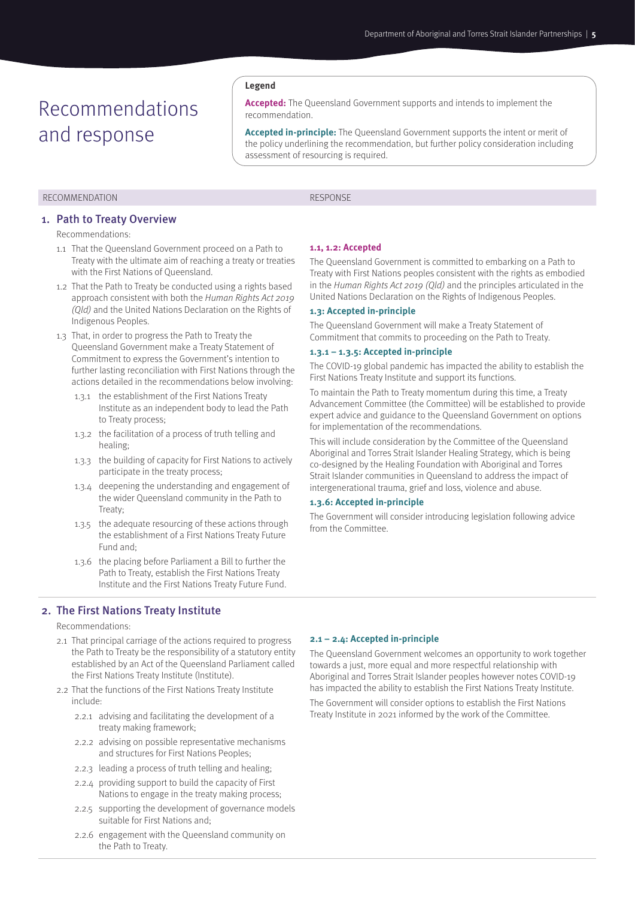# Recommendations and response

**Legend**

**Accepted:** The Queensland Government supports and intends to implement the recommendation.

**Accepted in-principle:** The Queensland Government supports the intent or merit of the policy underlining the recommendation, but further policy consideration including assessment of resourcing is required.

| RECOMMENDATION | RESPONSE |
|---|---|

## 1. Path to Treaty Overview

Recommendations:

1.1 That the Queensland Government proceed on a Path to Treaty with the ultimate aim of reaching a treaty or treaties with the First Nations of Queensland.

1.2 That the Path to Treaty be conducted using a rights based approach consistent with both the *Human Rights Act 2019 (Qld)* and the United Nations Declaration on the Rights of Indigenous Peoples.

1.3 That, in order to progress the Path to Treaty the Queensland Government make a Treaty Statement of Commitment to express the Government's intention to further lasting reconciliation with First Nations through the actions detailed in the recommendations below involving:

- 1.3.1 the establishment of the First Nations Treaty Institute as an independent body to lead the Path to Treaty process;
- 1.3.2 the facilitation of a process of truth telling and healing;
- 1.3.3 the building of capacity for First Nations to actively participate in the treaty process;
- 1.3.4 deepening the understanding and engagement of the wider Queensland community in the Path to Treaty;
- 1.3.5 the adequate resourcing of these actions through the establishment of a First Nations Treaty Future Fund and;
- 1.3.6 the placing before Parliament a Bill to further the Path to Treaty, establish the First Nations Treaty Institute and the First Nations Treaty Future Fund.

**Response**

**1.1, 1.2: Accepted**

The Queensland Government is committed to embarking on a Path to Treaty with First Nations peoples consistent with the rights as embodied in the *Human Rights Act 2019 (Qld)* and the principles articulated in the United Nations Declaration on the Rights of Indigenous Peoples.

**1.3: Accepted in-principle**

The Queensland Government will make a Treaty Statement of Commitment that commits to proceeding on the Path to Treaty.

**1.3.1 – 1.3.5: Accepted in-principle**

The COVID-19 global pandemic has impacted the ability to establish the First Nations Treaty Institute and support its functions.

To maintain the Path to Treaty momentum during this time, a Treaty Advancement Committee (the Committee) will be established to provide expert advice and guidance to the Queensland Government on options for implementation of the recommendations.

This will include consideration by the Committee of the Queensland Aboriginal and Torres Strait Islander Healing Strategy, which is being co-designed by the Healing Foundation with Aboriginal and Torres Strait Islander communities in Queensland to address the impact of intergenerational trauma, grief and loss, violence and abuse.

**1.3.6: Accepted in-principle**

The Government will consider introducing legislation following advice from the Committee.

## 2. The First Nations Treaty Institute

Recommendations:

2.1 That principal carriage of the actions required to progress the Path to Treaty be the responsibility of a statutory entity established by an Act of the Queensland Parliament called the First Nations Treaty Institute (Institute).

2.2 That the functions of the First Nations Treaty Institute include:

- 2.2.1 advising and facilitating the development of a treaty making framework;
- 2.2.2 advising on possible representative mechanisms and structures for First Nations Peoples;
- 2.2.3 leading a process of truth telling and healing;
- 2.2.4 providing support to build the capacity of First Nations to engage in the treaty making process;
- 2.2.5 supporting the development of governance models suitable for First Nations and;
- 2.2.6 engagement with the Queensland community on the Path to Treaty.

**Response**

**2.1 – 2.4: Accepted in-principle**

The Queensland Government welcomes an opportunity to work together towards a just, more equal and more respectful relationship with Aboriginal and Torres Strait Islander peoples however notes COVID-19 has impacted the ability to establish the First Nations Treaty Institute.

The Government will consider options to establish the First Nations Treaty Institute in 2021 informed by the work of the Committee.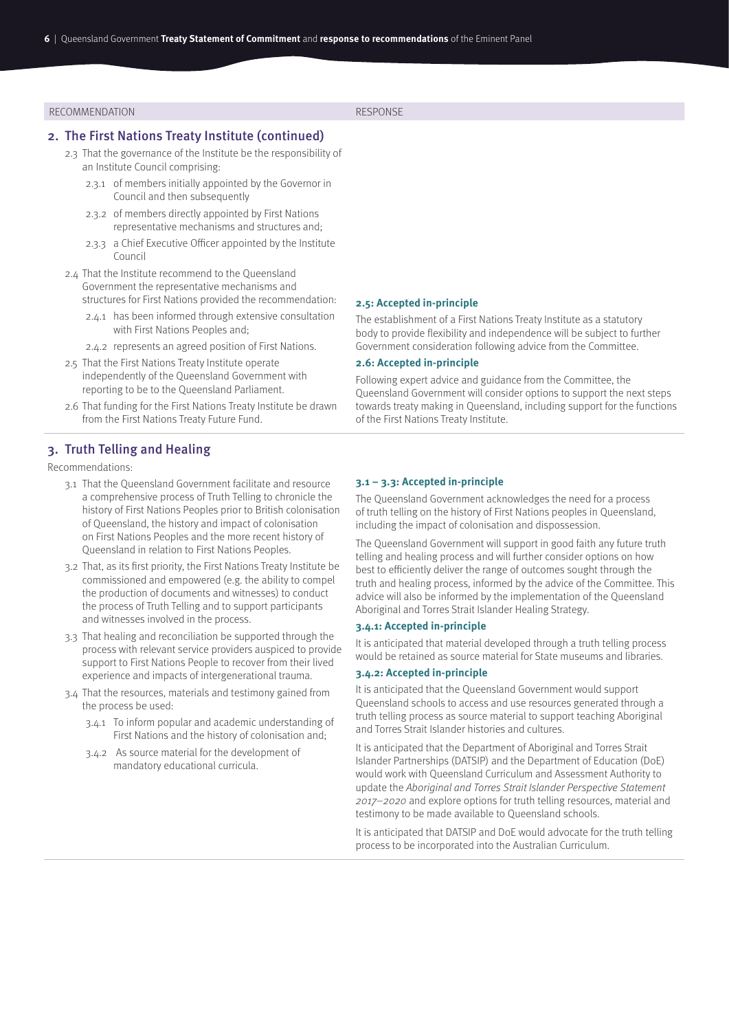| RECOMMENDATION | RESPONSE |
|---|---|

## 2. The First Nations Treaty Institute (continued)

2.3 That the governance of the Institute be the responsibility of an Institute Council comprising:

- 2.3.1 of members initially appointed by the Governor in Council and then subsequently
- 2.3.2 of members directly appointed by First Nations representative mechanisms and structures and;
- 2.3.3 a Chief Executive Officer appointed by the Institute Council

2.4 That the Institute recommend to the Queensland Government the representative mechanisms and structures for First Nations provided the recommendation:

- 2.4.1 has been informed through extensive consultation with First Nations Peoples and;
- 2.4.2 represents an agreed position of First Nations.

2.5 That the First Nations Treaty Institute operate independently of the Queensland Government with reporting to be to the Queensland Parliament.

2.6 That funding for the First Nations Treaty Institute be drawn from the First Nations Treaty Future Fund.

**2.5: Accepted in-principle**

The establishment of a First Nations Treaty Institute as a statutory body to provide flexibility and independence will be subject to further Government consideration following advice from the Committee.

**2.6: Accepted in-principle**

Following expert advice and guidance from the Committee, the Queensland Government will consider options to support the next steps towards treaty making in Queensland, including support for the functions of the First Nations Treaty Institute.

## 3. Truth Telling and Healing

Recommendations:

3.1 That the Queensland Government facilitate and resource a comprehensive process of Truth Telling to chronicle the history of First Nations Peoples prior to British colonisation of Queensland, the history and impact of colonisation on First Nations Peoples and the more recent history of Queensland in relation to First Nations Peoples.

3.2 That, as its first priority, the First Nations Treaty Institute be commissioned and empowered (e.g. the ability to compel the production of documents and witnesses) to conduct the process of Truth Telling and to support participants and witnesses involved in the process.

3.3 That healing and reconciliation be supported through the process with relevant service providers auspiced to provide support to First Nations People to recover from their lived experience and impacts of intergenerational trauma.

3.4 That the resources, materials and testimony gained from the process be used:

- 3.4.1 To inform popular and academic understanding of First Nations and the history of colonisation and;
- 3.4.2 As source material for the development of mandatory educational curricula.

**3.1 – 3.3: Accepted in-principle**

The Queensland Government acknowledges the need for a process of truth telling on the history of First Nations peoples in Queensland, including the impact of colonisation and dispossession.

The Queensland Government will support in good faith any future truth telling and healing process and will further consider options on how best to efficiently deliver the range of outcomes sought through the truth and healing process, informed by the advice of the Committee. This advice will also be informed by the implementation of the Queensland Aboriginal and Torres Strait Islander Healing Strategy.

**3.4.1: Accepted in-principle**

It is anticipated that material developed through a truth telling process would be retained as source material for State museums and libraries.

**3.4.2: Accepted in-principle**

It is anticipated that the Queensland Government would support Queensland schools to access and use resources generated through a truth telling process as source material to support teaching Aboriginal and Torres Strait Islander histories and cultures.

It is anticipated that the Department of Aboriginal and Torres Strait Islander Partnerships (DATSIP) and the Department of Education (DoE) would work with Queensland Curriculum and Assessment Authority to update the *Aboriginal and Torres Strait Islander Perspective Statement 2017–2020* and explore options for truth telling resources, material and testimony to be made available to Queensland schools.

It is anticipated that DATSIP and DoE would advocate for the truth telling process to be incorporated into the Australian Curriculum.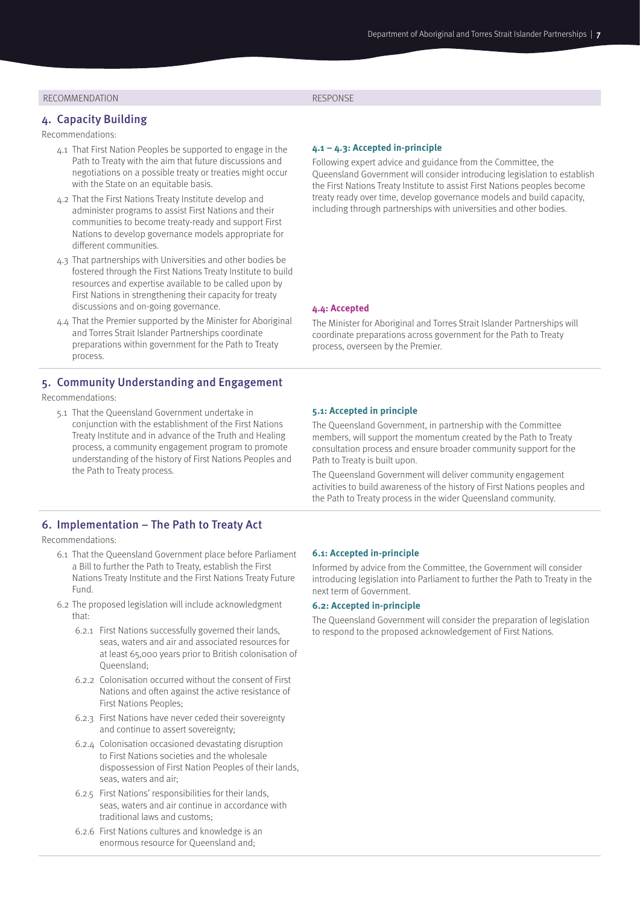| RECOMMENDATION | RESPONSE |
|---|---|
| **4. Capacity Building**<br>Recommendations:<br>4.1 That First Nation Peoples be supported to engage in the Path to Treaty with the aim that future discussions and negotiations on a possible treaty or treaties might occur with the State on an equitable basis.<br>4.2 That the First Nations Treaty Institute develop and administer programs to assist First Nations and their communities to become treaty-ready and support First Nations to develop governance models appropriate for different communities.<br>4.3 That partnerships with Universities and other bodies be fostered through the First Nations Treaty Institute to build resources and expertise available to be called upon by First Nations in strengthening their capacity for treaty discussions and on-going governance. | **4.1 – 4.3: Accepted in-principle**<br>Following expert advice and guidance from the Committee, the Queensland Government will consider introducing legislation to establish the First Nations Treaty Institute to assist First Nations peoples become treaty ready over time, develop governance models and build capacity, including through partnerships with universities and other bodies. |
| 4.4 That the Premier supported by the Minister for Aboriginal and Torres Strait Islander Partnerships coordinate preparations within government for the Path to Treaty process. | **4.4: Accepted**<br>The Minister for Aboriginal and Torres Strait Islander Partnerships will coordinate preparations across government for the Path to Treaty process, overseen by the Premier. |
| **5. Community Understanding and Engagement**<br>Recommendations:<br>5.1 That the Queensland Government undertake in conjunction with the establishment of the First Nations Treaty Institute and in advance of the Truth and Healing process, a community engagement program to promote understanding of the history of First Nations Peoples and the Path to Treaty process. | **5.1: Accepted in principle**<br>The Queensland Government, in partnership with the Committee members, will support the momentum created by the Path to Treaty consultation process and ensure broader community support for the Path to Treaty is built upon.<br>The Queensland Government will deliver community engagement activities to build awareness of the history of First Nations peoples and the Path to Treaty process in the wider Queensland community. |
| **6. Implementation – The Path to Treaty Act**<br>Recommendations:<br>6.1 That the Queensland Government place before Parliament a Bill to further the Path to Treaty, establish the First Nations Treaty Institute and the First Nations Treaty Future Fund. | **6.1: Accepted in-principle**<br>Informed by advice from the Committee, the Government will consider introducing legislation into Parliament to further the Path to Treaty in the next term of Government. |
| 6.2 The proposed legislation will include acknowledgment that:<br>6.2.1 First Nations successfully governed their lands, seas, waters and air and associated resources for at least 65,000 years prior to British colonisation of Queensland;<br>6.2.2 Colonisation occurred without the consent of First Nations and often against the active resistance of First Nations Peoples;<br>6.2.3 First Nations have never ceded their sovereignty and continue to assert sovereignty;<br>6.2.4 Colonisation occasioned devastating disruption to First Nations societies and the wholesale dispossession of First Nation Peoples of their lands, seas, waters and air;<br>6.2.5 First Nations' responsibilities for their lands, seas, waters and air continue in accordance with traditional laws and customs;<br>6.2.6 First Nations cultures and knowledge is an enormous resource for Queensland and; | **6.2: Accepted in-principle**<br>The Queensland Government will consider the preparation of legislation to respond to the proposed acknowledgement of First Nations. |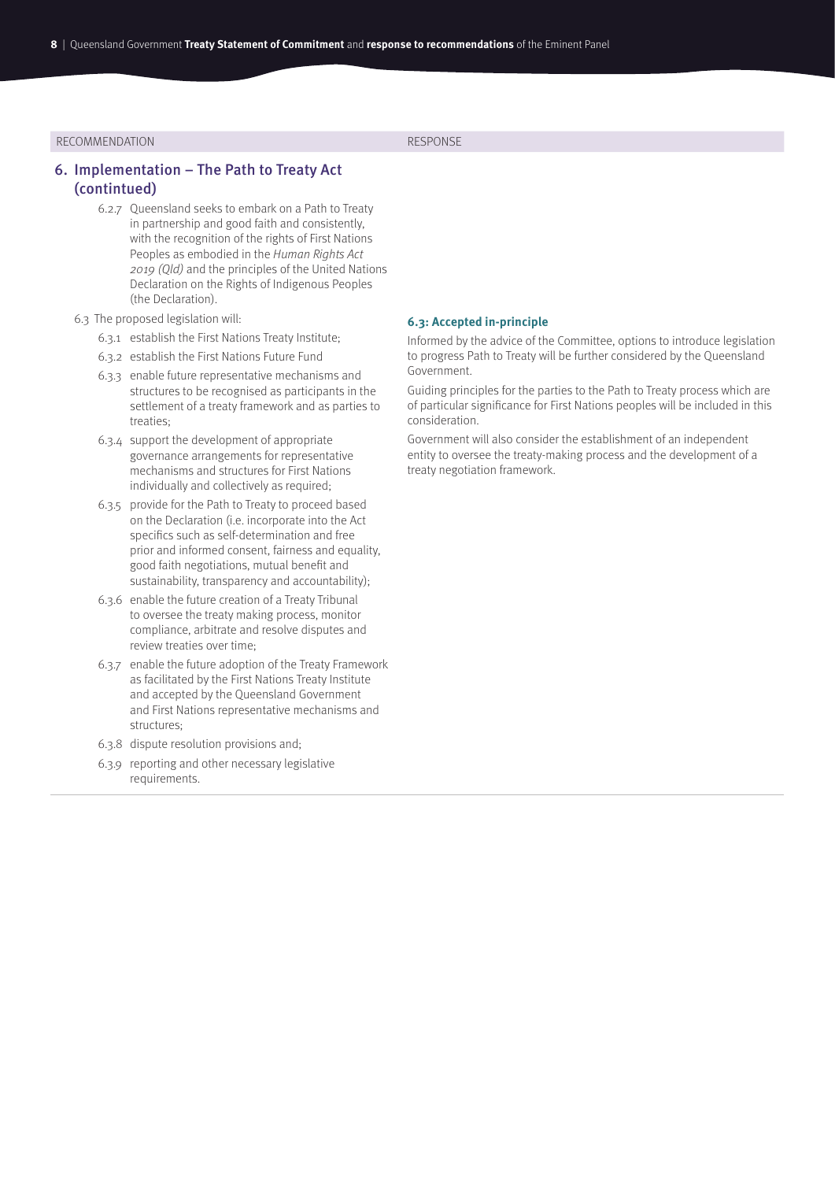| RECOMMENDATION | RESPONSE |
|---|---|

## 6. Implementation – The Path to Treaty Act (contintued)

6.2.7 Queensland seeks to embark on a Path to Treaty in partnership and good faith and consistently, with the recognition of the rights of First Nations Peoples as embodied in the *Human Rights Act 2019 (Qld)* and the principles of the United Nations Declaration on the Rights of Indigenous Peoples (the Declaration).

6.3 The proposed legislation will:

6.3.1 establish the First Nations Treaty Institute;

6.3.2 establish the First Nations Future Fund

6.3.3 enable future representative mechanisms and structures to be recognised as participants in the settlement of a treaty framework and as parties to treaties;

6.3.4 support the development of appropriate governance arrangements for representative mechanisms and structures for First Nations individually and collectively as required;

6.3.5 provide for the Path to Treaty to proceed based on the Declaration (i.e. incorporate into the Act specifics such as self-determination and free prior and informed consent, fairness and equality, good faith negotiations, mutual benefit and sustainability, transparency and accountability);

6.3.6 enable the future creation of a Treaty Tribunal to oversee the treaty making process, monitor compliance, arbitrate and resolve disputes and review treaties over time;

6.3.7 enable the future adoption of the Treaty Framework as facilitated by the First Nations Treaty Institute and accepted by the Queensland Government and First Nations representative mechanisms and structures;

6.3.8 dispute resolution provisions and;

6.3.9 reporting and other necessary legislative requirements.

**6.3: Accepted in-principle**

Informed by the advice of the Committee, options to introduce legislation to progress Path to Treaty will be further considered by the Queensland Government.

Guiding principles for the parties to the Path to Treaty process which are of particular significance for First Nations peoples will be included in this consideration.

Government will also consider the establishment of an independent entity to oversee the treaty-making process and the development of a treaty negotiation framework.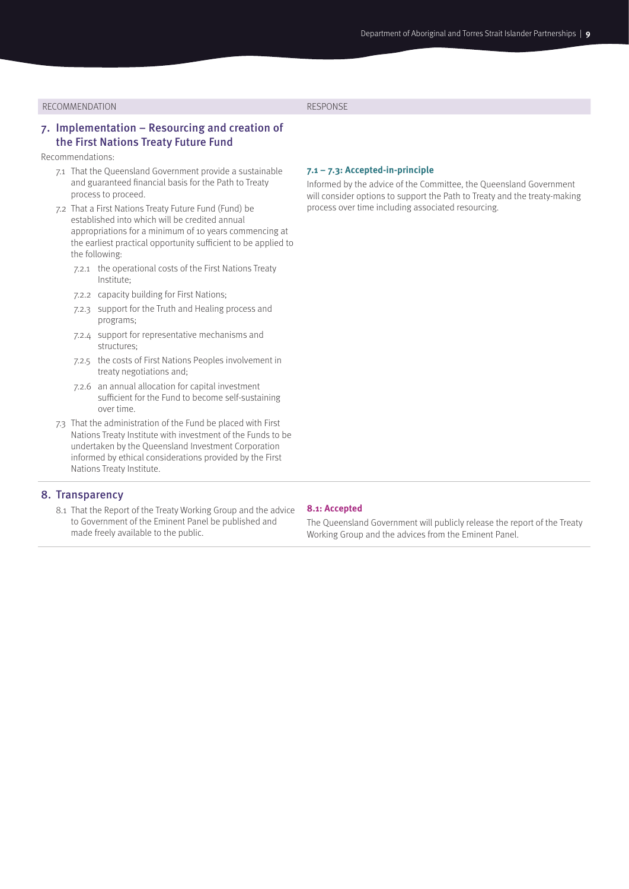| RECOMMENDATION | RESPONSE |
| --- | --- |
| **7. Implementation – Resourcing and creation of the First Nations Treaty Future Fund**<br><br>Recommendations:<br><br>7.1 That the Queensland Government provide a sustainable and guaranteed financial basis for the Path to Treaty process to proceed.<br><br>7.2 That a First Nations Treaty Future Fund (Fund) be established into which will be credited annual appropriations for a minimum of 10 years commencing at the earliest practical opportunity sufficient to be applied to the following:<br><br>7.2.1 the operational costs of the First Nations Treaty Institute;<br><br>7.2.2 capacity building for First Nations;<br><br>7.2.3 support for the Truth and Healing process and programs;<br><br>7.2.4 support for representative mechanisms and structures;<br><br>7.2.5 the costs of First Nations Peoples involvement in treaty negotiations and;<br><br>7.2.6 an annual allocation for capital investment sufficient for the Fund to become self-sustaining over time.<br><br>7.3 That the administration of the Fund be placed with First Nations Treaty Institute with investment of the Funds to be undertaken by the Queensland Investment Corporation informed by ethical considerations provided by the First Nations Treaty Institute. | **7.1 – 7.3: Accepted-in-principle**<br><br>Informed by the advice of the Committee, the Queensland Government will consider options to support the Path to Treaty and the treaty-making process over time including associated resourcing. |
| **8. Transparency**<br><br>8.1 That the Report of the Treaty Working Group and the advice to Government of the Eminent Panel be published and made freely available to the public. | **8.1: Accepted**<br><br>The Queensland Government will publicly release the report of the Treaty Working Group and the advices from the Eminent Panel. |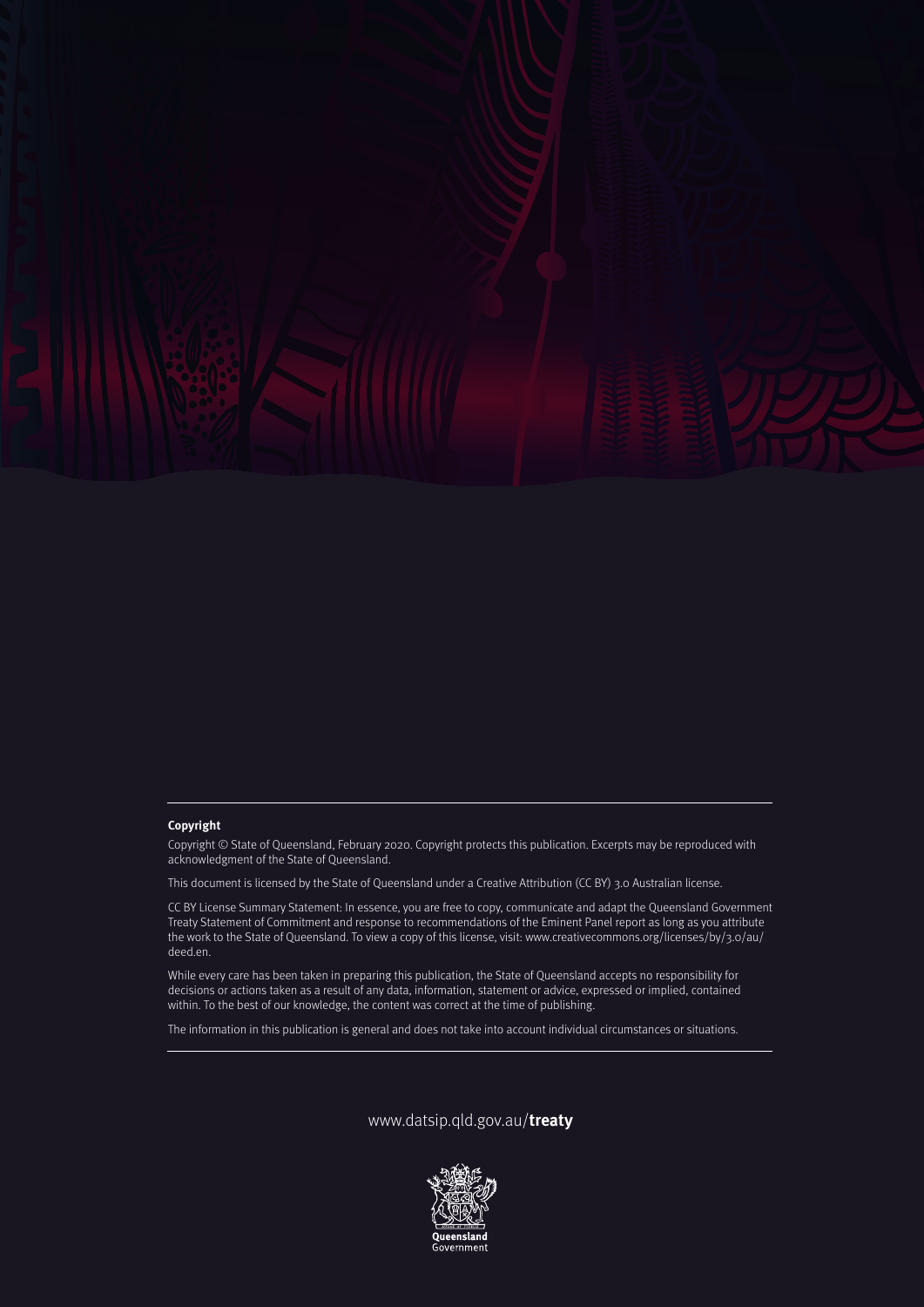**Copyright**

Copyright © State of Queensland, February 2020. Copyright protects this publication. Excerpts may be reproduced with acknowledgment of the State of Queensland.

This document is licensed by the State of Queensland under a Creative Attribution (CC BY) 3.0 Australian license.

CC BY License Summary Statement: In essence, you are free to copy, communicate and adapt the Queensland Government Treaty Statement of Commitment and response to recommendations of the Eminent Panel report as long as you attribute the work to the State of Queensland. To view a copy of this license, visit: www.creativecommons.org/licenses/by/3.0/au/deed.en.

While every care has been taken in preparing this publication, the State of Queensland accepts no responsibility for decisions or actions taken as a result of any data, information, statement or advice, expressed or implied, contained within. To the best of our knowledge, the content was correct at the time of publishing.

The information in this publication is general and does not take into account individual circumstances or situations.

www.datsip.qld.gov.au/**treaty**

Queensland Government